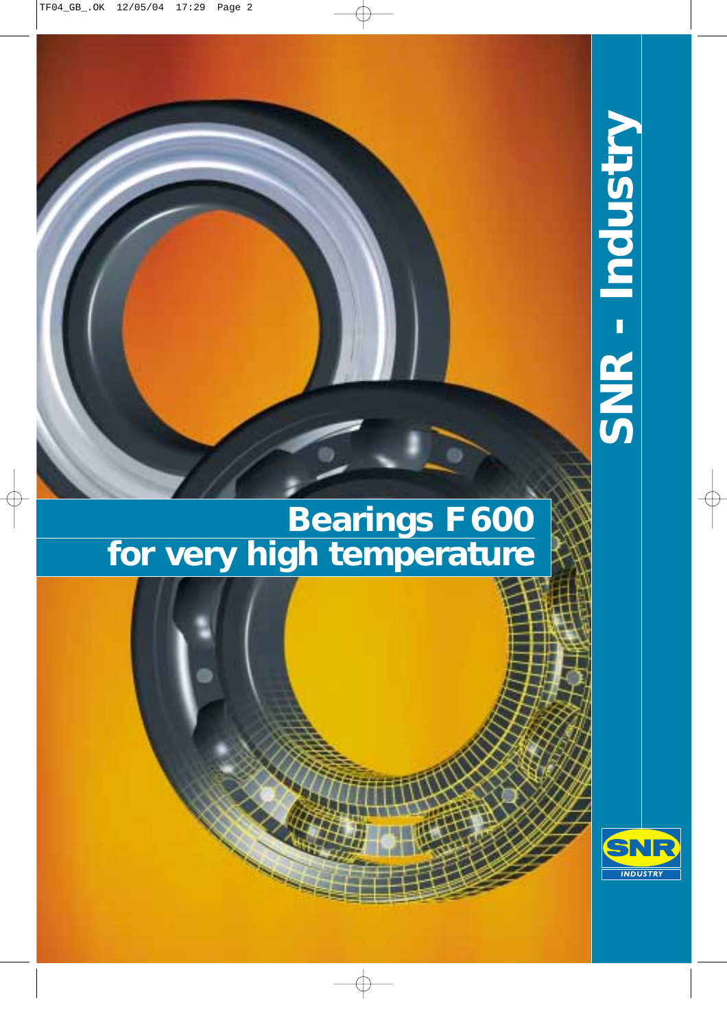# Bearings F 600
## for very high temperature

**SNR - Industry**

SNR INDUSTRY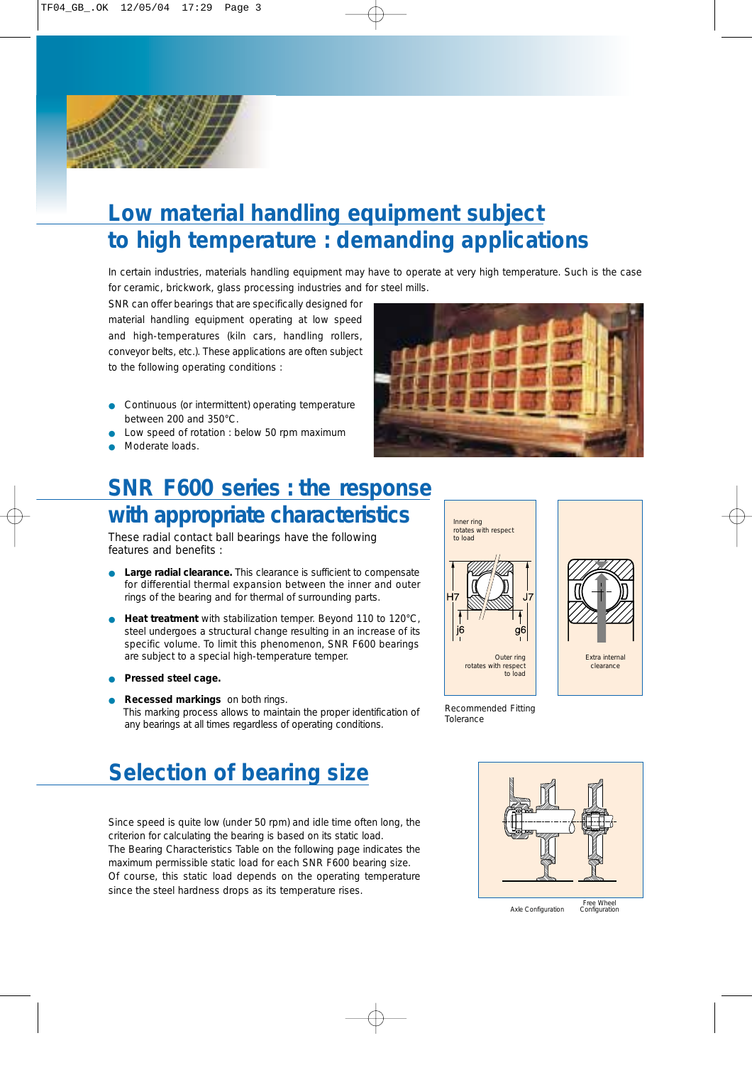# Low material handling equipment subject to high temperature : demanding applications

In certain industries, materials handling equipment may have to operate at very high temperature. Such is the case for ceramic, brickwork, glass processing industries and for steel mills.

SNR can offer bearings that are specifically designed for material handling equipment operating at low speed and high-temperatures (kiln cars, handling rollers, conveyor belts, etc.). These applications are often subject to the following operating conditions :

- Continuous (or intermittent) operating temperature between 200 and 350°C.
- Low speed of rotation : below 50 rpm maximum
- Moderate loads.

# SNR F600 series : the response with appropriate characteristics

These radial contact ball bearings have the following features and benefits :

- **Large radial clearance.** This clearance is sufficient to compensate for differential thermal expansion between the inner and outer rings of the bearing and for thermal of surrounding parts.
- **Heat treatment** with stabilization temper. Beyond 110 to 120°C, steel undergoes a structural change resulting in an increase of its specific volume. To limit this phenomenon, SNR F600 bearings are subject to a special high-temperature temper.
- **Pressed steel cage.**
- **Recessed markings** on both rings. This marking process allows to maintain the proper identification of any bearings at all times regardless of operating conditions.

Inner ring rotates with respect to load — H7, J7, j6, g6 — Outer ring rotates with respect to load

Extra internal clearance

Recommended Fitting Tolerance

# Selection of bearing size

Since speed is quite low (under 50 rpm) and idle time often long, the criterion for calculating the bearing is based on its static load.

The Bearing Characteristics Table on the following page indicates the maximum permissible static load for each SNR F600 bearing size.

Of course, this static load depends on the operating temperature since the steel hardness drops as its temperature rises.

Axle Configuration — Free Wheel Configuration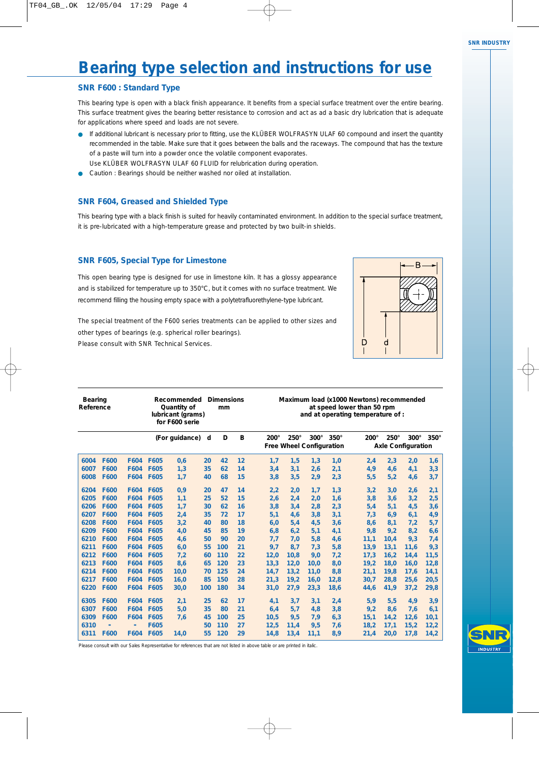# Bearing type selection and instructions for use

## SNR F600 : Standard Type

This bearing type is open with a black finish appearance. It benefits from a special surface treatment over the entire bearing. This surface treatment gives the bearing better resistance to corrosion and act as ad a basic dry lubrication that is adequate for applications where speed and loads are not severe.

- If additional lubricant is necessary prior to fitting, use the KLÜBER WOLFRASYN ULAF 60 compound and insert the quantity recommended in the table. Make sure that it goes between the balls and the raceways. The compound that has the texture of a paste will turn into a powder once the volatile component evaporates.
  Use KLÜBER WOLFRASYN ULAF 60 FLUID for relubrication during operation.
- Caution : Bearings should be neither washed nor oiled at installation.

## SNR F604, Greased and Shielded Type

This bearing type with a black finish is suited for heavily contaminated environment. In addition to the special surface treatment, it is pre-lubricated with a high-temperature grease and protected by two built-in shields.

## SNR F605, Special Type for Limestone

This open bearing type is designed for use in limestone kiln. It has a glossy appearance and is stabilized for temperature up to 350°C, but it comes with no surface treatment. We recommend filling the housing empty space with a polytetrafluorethylene-type lubricant.

The special treatment of the F600 series treatments can be applied to other sizes and other types of bearings (e.g. spherical roller bearings).
Please consult with SNR Technical Services.

| Bearing Reference | | | | Recommended Quantity of lubricant (grams) for F600 serie | Dimensions mm | | | Maximum load (x1000 Newtons) recommended at speed lower than 50 rpm and at operating temperature of : | | | | | | | |
|---|---|---|---|---|---|---|---|---|---|---|---|---|---|---|---|
| | | | | (For guidance) | d | D | B | 200° | 250° | 300° | 350° | 200° | 250° | 300° | 350° |
| | | | | | | | | Free Wheel Configuration | | | | Axle Configuration | | | |
| 6004 | F600 | F604 | F605 | 0,6 | 20 | 42 | 12 | 1,7 | 1,5 | 1,3 | 1,0 | 2,4 | 2,3 | 2,0 | 1,6 |
| 6007 | F600 | F604 | F605 | 1,3 | 35 | 62 | 14 | 3,4 | 3,1 | 2,6 | 2,1 | 4,9 | 4,6 | 4,1 | 3,3 |
| 6008 | F600 | F604 | F605 | 1,7 | 40 | 68 | 15 | 3,8 | 3,5 | 2,9 | 2,3 | 5,5 | 5,2 | 4,6 | 3,7 |
| 6204 | F600 | F604 | F605 | 0,9 | 20 | 47 | 14 | 2,2 | 2,0 | 1,7 | 1,3 | 3,2 | 3,0 | 2,6 | 2,1 |
| 6205 | F600 | F604 | F605 | 1,1 | 25 | 52 | 15 | 2,6 | 2,4 | 2,0 | 1,6 | 3,8 | 3,6 | 3,2 | 2,5 |
| 6206 | F600 | F604 | F605 | 1,7 | 30 | 62 | 16 | 3,8 | 3,4 | 2,8 | 2,3 | 5,4 | 5,1 | 4,5 | 3,6 |
| 6207 | F600 | F604 | F605 | 2,4 | 35 | 72 | 17 | 5,1 | 4,6 | 3,8 | 3,1 | 7,3 | 6,9 | 6,1 | 4,9 |
| 6208 | F600 | F604 | F605 | 3,2 | 40 | 80 | 18 | 6,0 | 5,4 | 4,5 | 3,6 | 8,6 | 8,1 | 7,2 | 5,7 |
| 6209 | F600 | F604 | F605 | 4,0 | 45 | 85 | 19 | 6,8 | 6,2 | 5,1 | 4,1 | 9,8 | 9,2 | 8,2 | 6,6 |
| 6210 | F600 | F604 | F605 | 4,6 | 50 | 90 | 20 | 7,7 | 7,0 | 5,8 | 4,6 | 11,1 | 10,4 | 9,3 | 7,4 |
| 6211 | F600 | F604 | F605 | 6,0 | 55 | 100 | 21 | 9,7 | 8,7 | 7,3 | 5,8 | 13,9 | 13,1 | 11,6 | 9,3 |
| 6212 | F600 | F604 | F605 | 7,2 | 60 | 110 | 22 | 12,0 | 10,8 | 9,0 | 7,2 | 17,3 | 16,2 | 14,4 | 11,5 |
| 6213 | F600 | F604 | F605 | 8,6 | 65 | 120 | 23 | 13,3 | 12,0 | 10,0 | 8,0 | 19,2 | 18,0 | 16,0 | 12,8 |
| 6214 | F600 | F604 | F605 | 10,0 | 70 | 125 | 24 | 14,7 | 13,2 | 11,0 | 8,8 | 21,1 | 19,8 | 17,6 | 14,1 |
| 6217 | F600 | F604 | F605 | 16,0 | 85 | 150 | 28 | 21,3 | 19,2 | 16,0 | 12,8 | 30,7 | 28,8 | 25,6 | 20,5 |
| 6220 | F600 | F604 | F605 | 30,0 | 100 | 180 | 34 | 31,0 | 27,9 | 23,3 | 18,6 | 44,6 | 41,9 | 37,2 | 29,8 |
| 6305 | F600 | F604 | F605 | 2,1 | 25 | 62 | 17 | 4,1 | 3,7 | 3,1 | 2,4 | 5,9 | 5,5 | 4,9 | 3,9 |
| 6307 | F600 | F604 | F605 | 5,0 | 35 | 80 | 21 | 6,4 | 5,7 | 4,8 | 3,8 | 9,2 | 8,6 | 7,6 | 6,1 |
| 6309 | F600 | F604 | F605 | 7,6 | 45 | 100 | 25 | 10,5 | 9,5 | 7,9 | 6,3 | 15,1 | 14,2 | 12,6 | 10,1 |
| 6310 | - | - | F605 | | 50 | 110 | 27 | 12,5 | 11,4 | 9,5 | 7,6 | 18,2 | 17,1 | 15,2 | 12,2 |
| 6311 | F600 | F604 | F605 | 14,0 | 55 | 120 | 29 | 14,8 | 13,4 | 11,1 | 8,9 | 21,4 | 20,0 | 17,8 | 14,2 |

Please consult with our Sales Representative for references that are not listed in above table or are printed in italic.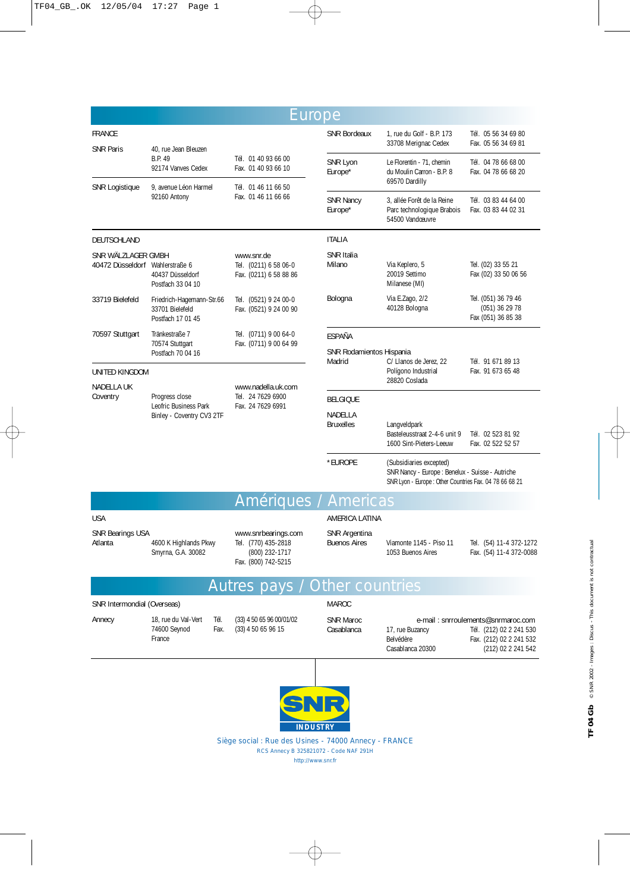# Europe

## FRANCE

**SNR Paris**
40, rue Jean Bleuzen
B.P. 49
92174 Vanves Cedex
Tél. 01 40 93 66 00
Fax. 01 40 93 66 10

**SNR Logistique**
9, avenue Léon Harmel
92160 Antony
Tél. 01 46 11 66 50
Fax. 01 46 11 66 66

**SNR Bordeaux**
1, rue du Golf - B.P. 173
33708 Merignac Cedex
Tél. 05 56 34 69 80
Fax. 05 56 34 69 81

**SNR Lyon Europe***
Le Florentin - 71, chemin du Moulin Carron - B.P. 8
69570 Dardilly
Tél. 04 78 66 68 00
Fax. 04 78 66 68 20

**SNR Nancy Europe***
3, allée Forêt de la Reine
Parc technologique Brabois
54500 Vandœuvre
Tél. 03 83 44 64 00
Fax. 03 83 44 02 31

## DEUTSCHLAND

**SNR WÄLZLAGER GMBH**
www.snr.de

**40472 Düsseldorf**
Wahlerstraße 6
40437 Düsseldorf
Postfach 33 04 10
Tel. (0211) 6 58 06-0
Fax. (0211) 6 58 88 86

**33719 Bielefeld**
Friedrich-Hagemann-Str.66
33701 Bielefeld
Postfach 17 01 45
Tel. (0521) 9 24 00-0
Fax. (0521) 9 24 00 90

**70597 Stuttgart**
Tränkestraße 7
70574 Stuttgart
Postfach 70 04 16
Tel. (0711) 9 00 64-0
Fax. (0711) 9 00 64 99

## UNITED KINGDOM

**NADELLA UK**
www.nadella.uk.com

**Coventry**
Progress close
Leofric Business Park
Binley - Coventry CV3 2TF
Tel. 24 7629 6900
Fax. 24 7629 6991

## ITALIA

**SNR Italia**

**Milano**
Via Keplero, 5
20019 Settimo Milanese (MI)
Tel. (02) 33 55 21
Fax (02) 33 50 06 56

**Bologna**
Via E.Zago, 2/2
40128 Bologna
Tel. (051) 36 79 46
(051) 36 29 78
Fax (051) 36 85 38

## ESPAÑA

**SNR Rodamientos Hispania**

**Madrid**
C/ Llanos de Jerez, 22
Polígono Industrial
28820 Coslada
Tél. 91 671 89 13
Fax. 91 673 65 48

## BELGIQUE

**NADELLA**

**Bruxelles**
Langveldpark
Basteleusstraat 2-4-6 unit 9
1600 Sint-Pieters-Leeuw
Tél. 02 523 81 92
Fax. 02 522 52 57

*** EUROPE**
(Subsidiaries excepted)
SNR Nancy - Europe : Benelux - Suisse - Autriche
SNR Lyon - Europe : Other Countries Fax. 04 78 66 68 21

# Amériques / Americas

## USA

**SNR Bearings USA**
www.snrbearings.com

**Atlanta**
4600 K Highlands Pkwy
Smyrna, G.A. 30082
Tel. (770) 435-2818
(800) 232-1717
Fax. (800) 742-5215

## AMERICA LATINA

**SNR Argentina**

**Buenos Aires**
Viamonte 1145 - Piso 11
1053 Buenos Aires
Tel. (54) 11-4 372-1272
Fax. (54) 11-4 372-0088

# Autres pays / Other countries

## SNR Intermondial (Overseas)

**Annecy**
18, rue du Val-Vert
74600 Seynod
France
Tél. (33) 4 50 65 96 00/01/02
Fax. (33) 4 50 65 96 15

## MAROC

**SNR Maroc**
e-mail : snrroulements@snrmaroc.com

**Casablanca**
17, rue Buzancy
Belvédère
Casablanca 20300
Tél. (212) 02 2 241 530
Fax. (212) 02 2 241 532
(212) 02 2 241 542

SNR INDUSTRY

Siège social : Rue des Usines - 74000 Annecy - FRANCE
RCS Annecy B 325821072 - Code NAF 291H
http://www.snr.fr

TF 04 Gb © SNR 2002 - Images : Discus - This document is not contractual